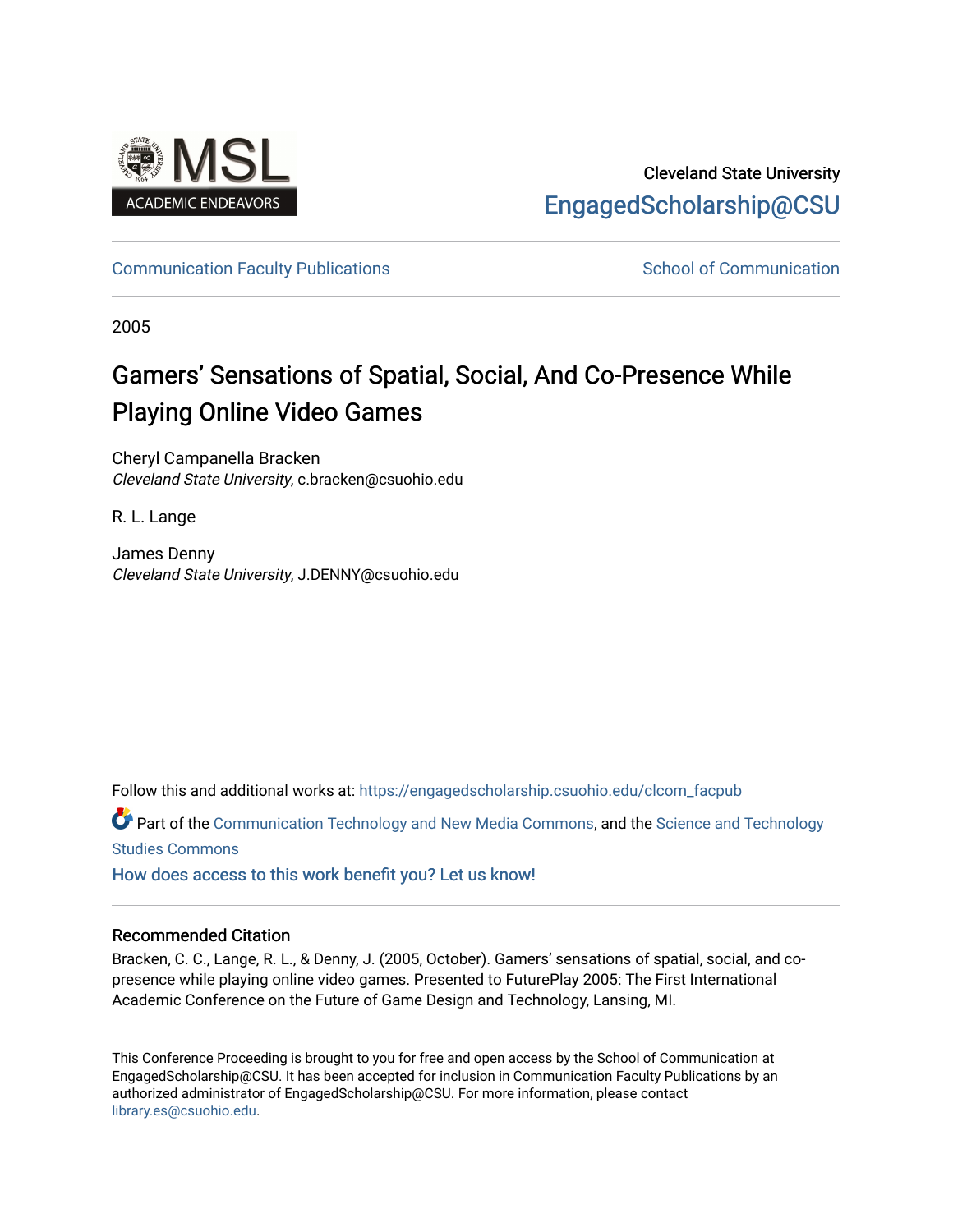Cleveland State University

EngagedScholarship@CSU

Communication Faculty Publications

School of Communication

2005

# Gamers' Sensations of Spatial, Social, And Co-Presence While Playing Online Video Games

Cheryl Campanella Bracken
*Cleveland State University*, c.bracken@csuohio.edu

R. L. Lange

James Denny
*Cleveland State University*, J.DENNY@csuohio.edu

Follow this and additional works at: https://engagedscholarship.csuohio.edu/clcom_facpub

Part of the Communication Technology and New Media Commons, and the Science and Technology Studies Commons

How does access to this work benefit you? Let us know!

### Recommended Citation

Bracken, C. C., Lange, R. L., & Denny, J. (2005, October). Gamers' sensations of spatial, social, and co-presence while playing online video games. Presented to FuturePlay 2005: The First International Academic Conference on the Future of Game Design and Technology, Lansing, MI.

This Conference Proceeding is brought to you for free and open access by the School of Communication at EngagedScholarship@CSU. It has been accepted for inclusion in Communication Faculty Publications by an authorized administrator of EngagedScholarship@CSU. For more information, please contact library.es@csuohio.edu.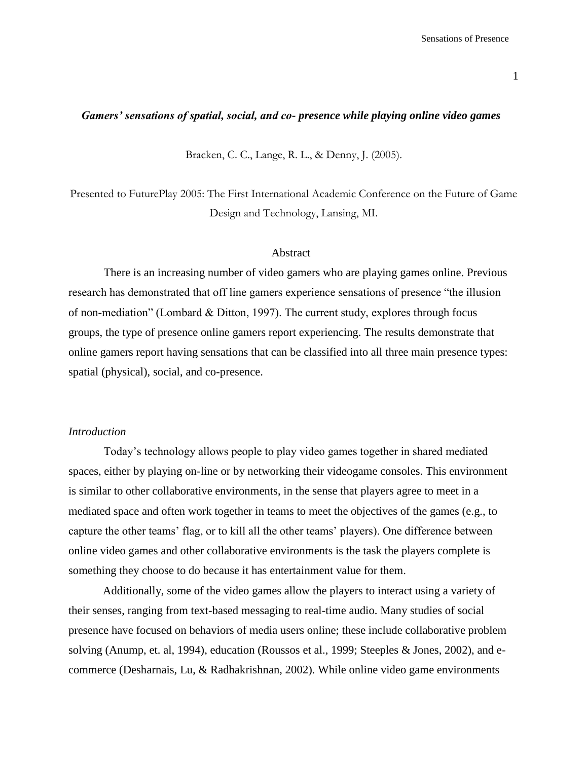### *Gamers' sensations of spatial, social, and co- presence while playing online video games*

Bracken, C. C., Lange, R. L., & Denny, J. (2005).

Presented to FuturePlay 2005: The First International Academic Conference on the Future of Game Design and Technology, Lansing, MI.

## Abstract

There is an increasing number of video gamers who are playing games online. Previous research has demonstrated that off line gamers experience sensations of presence "the illusion of non-mediation" (Lombard & Ditton, 1997). The current study, explores through focus groups, the type of presence online gamers report experiencing. The results demonstrate that online gamers report having sensations that can be classified into all three main presence types: spatial (physical), social, and co-presence.

## *Introduction*

Today's technology allows people to play video games together in shared mediated spaces, either by playing on-line or by networking their videogame consoles. This environment is similar to other collaborative environments, in the sense that players agree to meet in a mediated space and often work together in teams to meet the objectives of the games (e.g., to capture the other teams' flag, or to kill all the other teams' players). One difference between online video games and other collaborative environments is the task the players complete is something they choose to do because it has entertainment value for them.

Additionally, some of the video games allow the players to interact using a variety of their senses, ranging from text-based messaging to real-time audio. Many studies of social presence have focused on behaviors of media users online; these include collaborative problem solving (Anump, et. al, 1994), education (Roussos et al., 1999; Steeples & Jones, 2002), and e-commerce (Desharnais, Lu, & Radhakrishnan, 2002). While online video game environments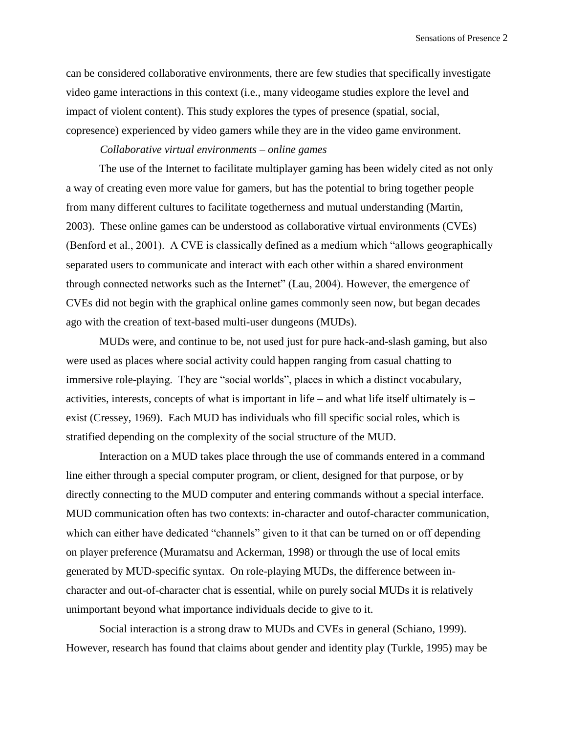can be considered collaborative environments, there are few studies that specifically investigate video game interactions in this context (i.e., many videogame studies explore the level and impact of violent content). This study explores the types of presence (spatial, social, copresence) experienced by video gamers while they are in the video game environment.

*Collaborative virtual environments – online games*

The use of the Internet to facilitate multiplayer gaming has been widely cited as not only a way of creating even more value for gamers, but has the potential to bring together people from many different cultures to facilitate togetherness and mutual understanding (Martin, 2003). These online games can be understood as collaborative virtual environments (CVEs) (Benford et al., 2001). A CVE is classically defined as a medium which "allows geographically separated users to communicate and interact with each other within a shared environment through connected networks such as the Internet" (Lau, 2004). However, the emergence of CVEs did not begin with the graphical online games commonly seen now, but began decades ago with the creation of text-based multi-user dungeons (MUDs).

MUDs were, and continue to be, not used just for pure hack-and-slash gaming, but also were used as places where social activity could happen ranging from casual chatting to immersive role-playing. They are "social worlds", places in which a distinct vocabulary, activities, interests, concepts of what is important in life – and what life itself ultimately is – exist (Cressey, 1969). Each MUD has individuals who fill specific social roles, which is stratified depending on the complexity of the social structure of the MUD.

Interaction on a MUD takes place through the use of commands entered in a command line either through a special computer program, or client, designed for that purpose, or by directly connecting to the MUD computer and entering commands without a special interface. MUD communication often has two contexts: in-character and outof-character communication, which can either have dedicated "channels" given to it that can be turned on or off depending on player preference (Muramatsu and Ackerman, 1998) or through the use of local emits generated by MUD-specific syntax. On role-playing MUDs, the difference between in-character and out-of-character chat is essential, while on purely social MUDs it is relatively unimportant beyond what importance individuals decide to give to it.

Social interaction is a strong draw to MUDs and CVEs in general (Schiano, 1999). However, research has found that claims about gender and identity play (Turkle, 1995) may be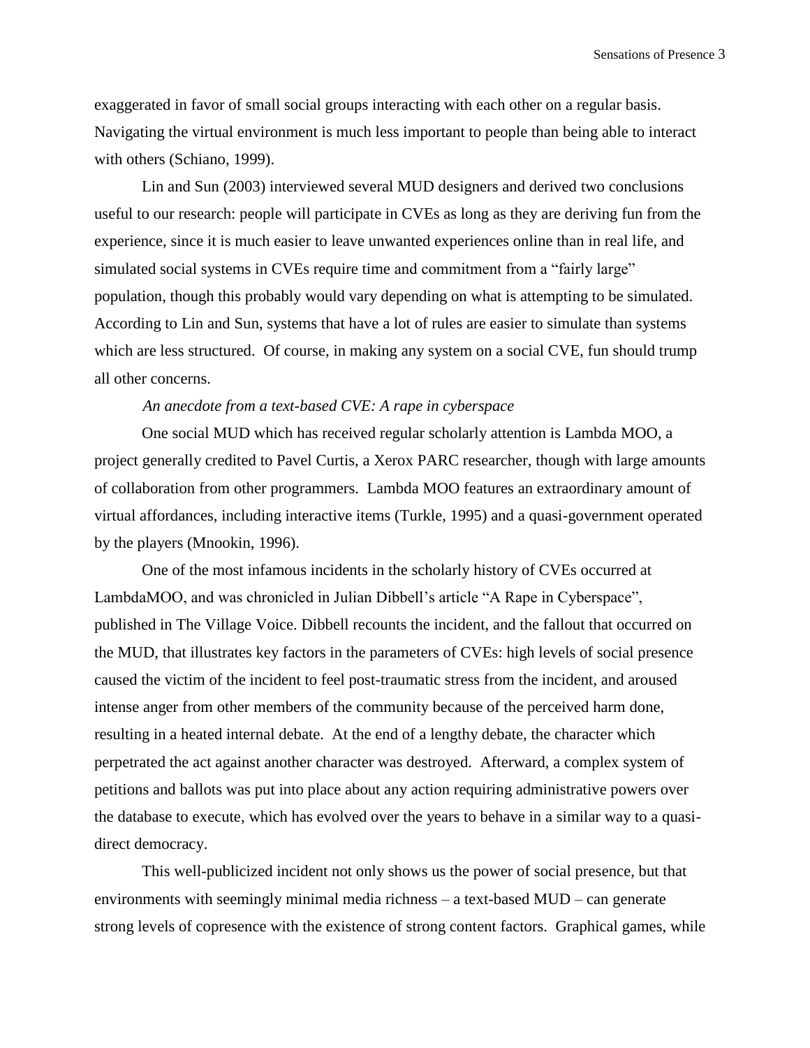exaggerated in favor of small social groups interacting with each other on a regular basis. Navigating the virtual environment is much less important to people than being able to interact with others (Schiano, 1999).

Lin and Sun (2003) interviewed several MUD designers and derived two conclusions useful to our research: people will participate in CVEs as long as they are deriving fun from the experience, since it is much easier to leave unwanted experiences online than in real life, and simulated social systems in CVEs require time and commitment from a "fairly large" population, though this probably would vary depending on what is attempting to be simulated. According to Lin and Sun, systems that have a lot of rules are easier to simulate than systems which are less structured. Of course, in making any system on a social CVE, fun should trump all other concerns.

*An anecdote from a text-based CVE: A rape in cyberspace*

One social MUD which has received regular scholarly attention is Lambda MOO, a project generally credited to Pavel Curtis, a Xerox PARC researcher, though with large amounts of collaboration from other programmers. Lambda MOO features an extraordinary amount of virtual affordances, including interactive items (Turkle, 1995) and a quasi-government operated by the players (Mnookin, 1996).

One of the most infamous incidents in the scholarly history of CVEs occurred at LambdaMOO, and was chronicled in Julian Dibbell's article "A Rape in Cyberspace", published in The Village Voice. Dibbell recounts the incident, and the fallout that occurred on the MUD, that illustrates key factors in the parameters of CVEs: high levels of social presence caused the victim of the incident to feel post-traumatic stress from the incident, and aroused intense anger from other members of the community because of the perceived harm done, resulting in a heated internal debate. At the end of a lengthy debate, the character which perpetrated the act against another character was destroyed. Afterward, a complex system of petitions and ballots was put into place about any action requiring administrative powers over the database to execute, which has evolved over the years to behave in a similar way to a quasi-direct democracy.

This well-publicized incident not only shows us the power of social presence, but that environments with seemingly minimal media richness – a text-based MUD – can generate strong levels of copresence with the existence of strong content factors. Graphical games, while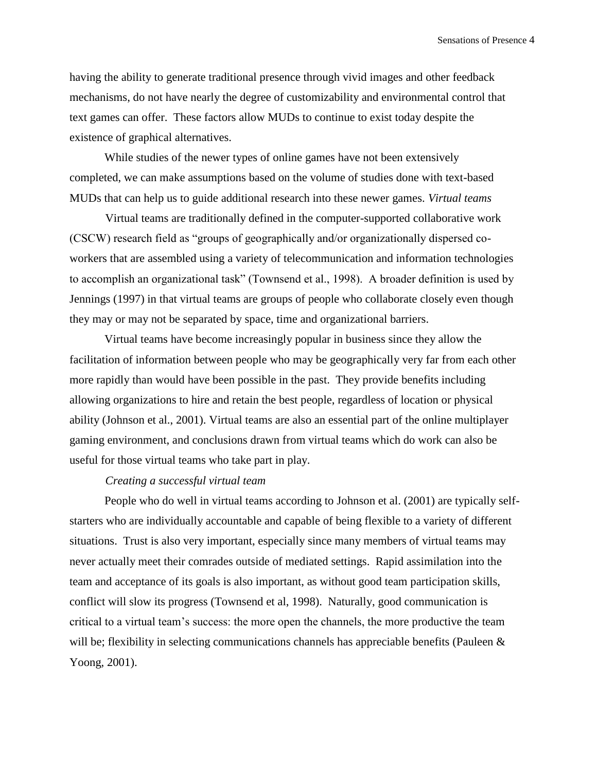having the ability to generate traditional presence through vivid images and other feedback mechanisms, do not have nearly the degree of customizability and environmental control that text games can offer. These factors allow MUDs to continue to exist today despite the existence of graphical alternatives.

While studies of the newer types of online games have not been extensively completed, we can make assumptions based on the volume of studies done with text-based MUDs that can help us to guide additional research into these newer games.

### *Virtual teams*

Virtual teams are traditionally defined in the computer-supported collaborative work (CSCW) research field as "groups of geographically and/or organizationally dispersed co-workers that are assembled using a variety of telecommunication and information technologies to accomplish an organizational task" (Townsend et al., 1998). A broader definition is used by Jennings (1997) in that virtual teams are groups of people who collaborate closely even though they may or may not be separated by space, time and organizational barriers.

Virtual teams have become increasingly popular in business since they allow the facilitation of information between people who may be geographically very far from each other more rapidly than would have been possible in the past. They provide benefits including allowing organizations to hire and retain the best people, regardless of location or physical ability (Johnson et al., 2001). Virtual teams are also an essential part of the online multiplayer gaming environment, and conclusions drawn from virtual teams which do work can also be useful for those virtual teams who take part in play.

#### *Creating a successful virtual team*

People who do well in virtual teams according to Johnson et al. (2001) are typically self-starters who are individually accountable and capable of being flexible to a variety of different situations. Trust is also very important, especially since many members of virtual teams may never actually meet their comrades outside of mediated settings. Rapid assimilation into the team and acceptance of its goals is also important, as without good team participation skills, conflict will slow its progress (Townsend et al, 1998). Naturally, good communication is critical to a virtual team's success: the more open the channels, the more productive the team will be; flexibility in selecting communications channels has appreciable benefits (Pauleen & Yoong, 2001).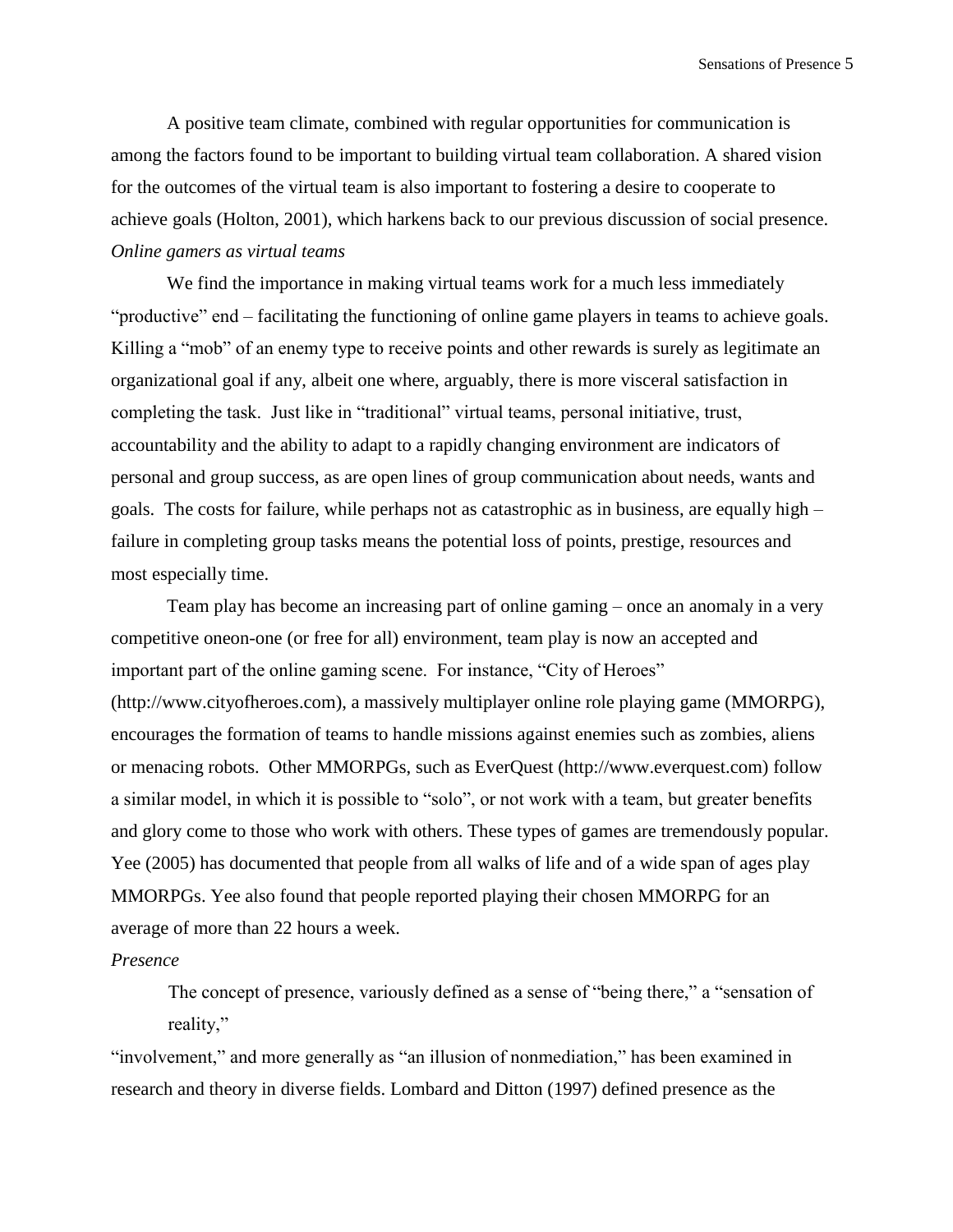A positive team climate, combined with regular opportunities for communication is among the factors found to be important to building virtual team collaboration. A shared vision for the outcomes of the virtual team is also important to fostering a desire to cooperate to achieve goals (Holton, 2001), which harkens back to our previous discussion of social presence.

*Online gamers as virtual teams*

We find the importance in making virtual teams work for a much less immediately "productive" end – facilitating the functioning of online game players in teams to achieve goals. Killing a "mob" of an enemy type to receive points and other rewards is surely as legitimate an organizational goal if any, albeit one where, arguably, there is more visceral satisfaction in completing the task. Just like in "traditional" virtual teams, personal initiative, trust, accountability and the ability to adapt to a rapidly changing environment are indicators of personal and group success, as are open lines of group communication about needs, wants and goals. The costs for failure, while perhaps not as catastrophic as in business, are equally high – failure in completing group tasks means the potential loss of points, prestige, resources and most especially time.

Team play has become an increasing part of online gaming – once an anomaly in a very competitive oneon-one (or free for all) environment, team play is now an accepted and important part of the online gaming scene. For instance, "City of Heroes" (http://www.cityofheroes.com), a massively multiplayer online role playing game (MMORPG), encourages the formation of teams to handle missions against enemies such as zombies, aliens or menacing robots. Other MMORPGs, such as EverQuest (http://www.everquest.com) follow a similar model, in which it is possible to "solo", or not work with a team, but greater benefits and glory come to those who work with others. These types of games are tremendously popular. Yee (2005) has documented that people from all walks of life and of a wide span of ages play MMORPGs. Yee also found that people reported playing their chosen MMORPG for an average of more than 22 hours a week.

*Presence*

The concept of presence, variously defined as a sense of "being there," a "sensation of reality," "involvement," and more generally as "an illusion of nonmediation," has been examined in research and theory in diverse fields. Lombard and Ditton (1997) defined presence as the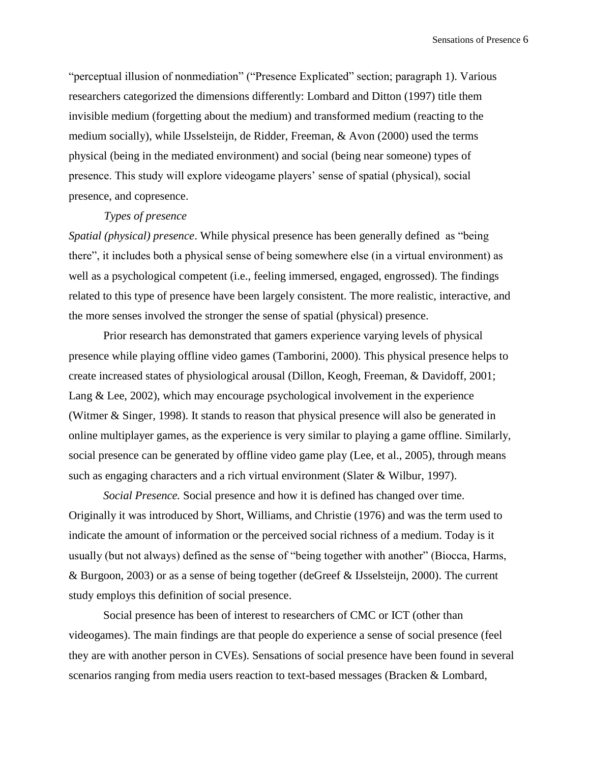"perceptual illusion of nonmediation" ("Presence Explicated" section; paragraph 1). Various researchers categorized the dimensions differently: Lombard and Ditton (1997) title them invisible medium (forgetting about the medium) and transformed medium (reacting to the medium socially), while IJsselsteijn, de Ridder, Freeman, & Avon (2000) used the terms physical (being in the mediated environment) and social (being near someone) types of presence. This study will explore videogame players' sense of spatial (physical), social presence, and copresence.

*Types of presence*

*Spatial (physical) presence*. While physical presence has been generally defined as "being there", it includes both a physical sense of being somewhere else (in a virtual environment) as well as a psychological competent (i.e., feeling immersed, engaged, engrossed). The findings related to this type of presence have been largely consistent. The more realistic, interactive, and the more senses involved the stronger the sense of spatial (physical) presence.

Prior research has demonstrated that gamers experience varying levels of physical presence while playing offline video games (Tamborini, 2000). This physical presence helps to create increased states of physiological arousal (Dillon, Keogh, Freeman, & Davidoff, 2001; Lang & Lee, 2002), which may encourage psychological involvement in the experience (Witmer & Singer, 1998). It stands to reason that physical presence will also be generated in online multiplayer games, as the experience is very similar to playing a game offline. Similarly, social presence can be generated by offline video game play (Lee, et al., 2005), through means such as engaging characters and a rich virtual environment (Slater & Wilbur, 1997).

*Social Presence.* Social presence and how it is defined has changed over time. Originally it was introduced by Short, Williams, and Christie (1976) and was the term used to indicate the amount of information or the perceived social richness of a medium. Today is it usually (but not always) defined as the sense of "being together with another" (Biocca, Harms, & Burgoon, 2003) or as a sense of being together (deGreef & IJsselsteijn, 2000). The current study employs this definition of social presence.

Social presence has been of interest to researchers of CMC or ICT (other than videogames). The main findings are that people do experience a sense of social presence (feel they are with another person in CVEs). Sensations of social presence have been found in several scenarios ranging from media users reaction to text-based messages (Bracken & Lombard,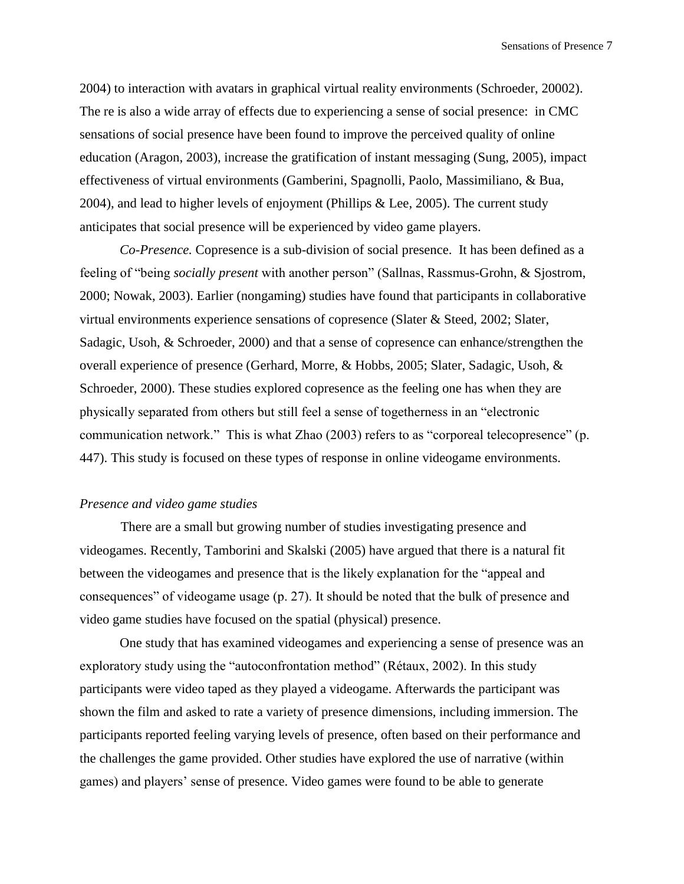2004) to interaction with avatars in graphical virtual reality environments (Schroeder, 20002). The re is also a wide array of effects due to experiencing a sense of social presence: in CMC sensations of social presence have been found to improve the perceived quality of online education (Aragon, 2003), increase the gratification of instant messaging (Sung, 2005), impact effectiveness of virtual environments (Gamberini, Spagnolli, Paolo, Massimiliano, & Bua, 2004), and lead to higher levels of enjoyment (Phillips & Lee, 2005). The current study anticipates that social presence will be experienced by video game players.

*Co-Presence.* Copresence is a sub-division of social presence. It has been defined as a feeling of "being *socially present* with another person" (Sallnas, Rassmus-Grohn, & Sjostrom, 2000; Nowak, 2003). Earlier (nongaming) studies have found that participants in collaborative virtual environments experience sensations of copresence (Slater & Steed, 2002; Slater, Sadagic, Usoh, & Schroeder, 2000) and that a sense of copresence can enhance/strengthen the overall experience of presence (Gerhard, Morre, & Hobbs, 2005; Slater, Sadagic, Usoh, & Schroeder, 2000). These studies explored copresence as the feeling one has when they are physically separated from others but still feel a sense of togetherness in an "electronic communication network." This is what Zhao (2003) refers to as "corporeal telecopresence" (p. 447). This study is focused on these types of response in online videogame environments.

### *Presence and video game studies*

There are a small but growing number of studies investigating presence and videogames. Recently, Tamborini and Skalski (2005) have argued that there is a natural fit between the videogames and presence that is the likely explanation for the "appeal and consequences" of videogame usage (p. 27). It should be noted that the bulk of presence and video game studies have focused on the spatial (physical) presence.

One study that has examined videogames and experiencing a sense of presence was an exploratory study using the "autoconfrontation method" (Rétaux, 2002). In this study participants were video taped as they played a videogame. Afterwards the participant was shown the film and asked to rate a variety of presence dimensions, including immersion. The participants reported feeling varying levels of presence, often based on their performance and the challenges the game provided. Other studies have explored the use of narrative (within games) and players' sense of presence. Video games were found to be able to generate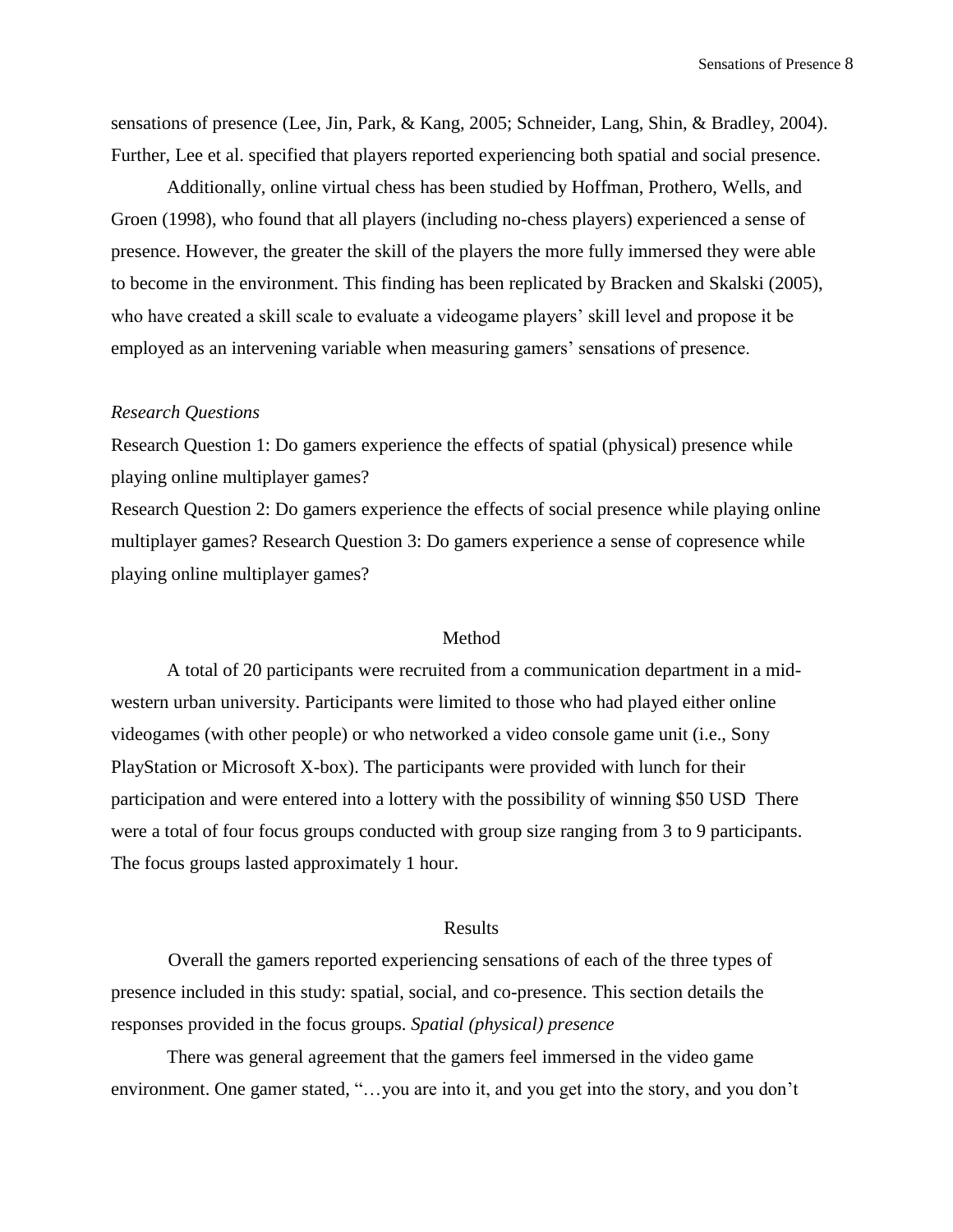sensations of presence (Lee, Jin, Park, & Kang, 2005; Schneider, Lang, Shin, & Bradley, 2004). Further, Lee et al. specified that players reported experiencing both spatial and social presence.

Additionally, online virtual chess has been studied by Hoffman, Prothero, Wells, and Groen (1998), who found that all players (including no-chess players) experienced a sense of presence. However, the greater the skill of the players the more fully immersed they were able to become in the environment. This finding has been replicated by Bracken and Skalski (2005), who have created a skill scale to evaluate a videogame players' skill level and propose it be employed as an intervening variable when measuring gamers' sensations of presence.

### *Research Questions*

Research Question 1: Do gamers experience the effects of spatial (physical) presence while playing online multiplayer games?

Research Question 2: Do gamers experience the effects of social presence while playing online multiplayer games? Research Question 3: Do gamers experience a sense of copresence while playing online multiplayer games?

## Method

A total of 20 participants were recruited from a communication department in a mid-western urban university. Participants were limited to those who had played either online videogames (with other people) or who networked a video console game unit (i.e., Sony PlayStation or Microsoft X-box). The participants were provided with lunch for their participation and were entered into a lottery with the possibility of winning $50 USD There were a total of four focus groups conducted with group size ranging from 3 to 9 participants. The focus groups lasted approximately 1 hour.

## Results

Overall the gamers reported experiencing sensations of each of the three types of presence included in this study: spatial, social, and co-presence. This section details the responses provided in the focus groups. *Spatial (physical) presence*

There was general agreement that the gamers feel immersed in the video game environment. One gamer stated, "…you are into it, and you get into the story, and you don't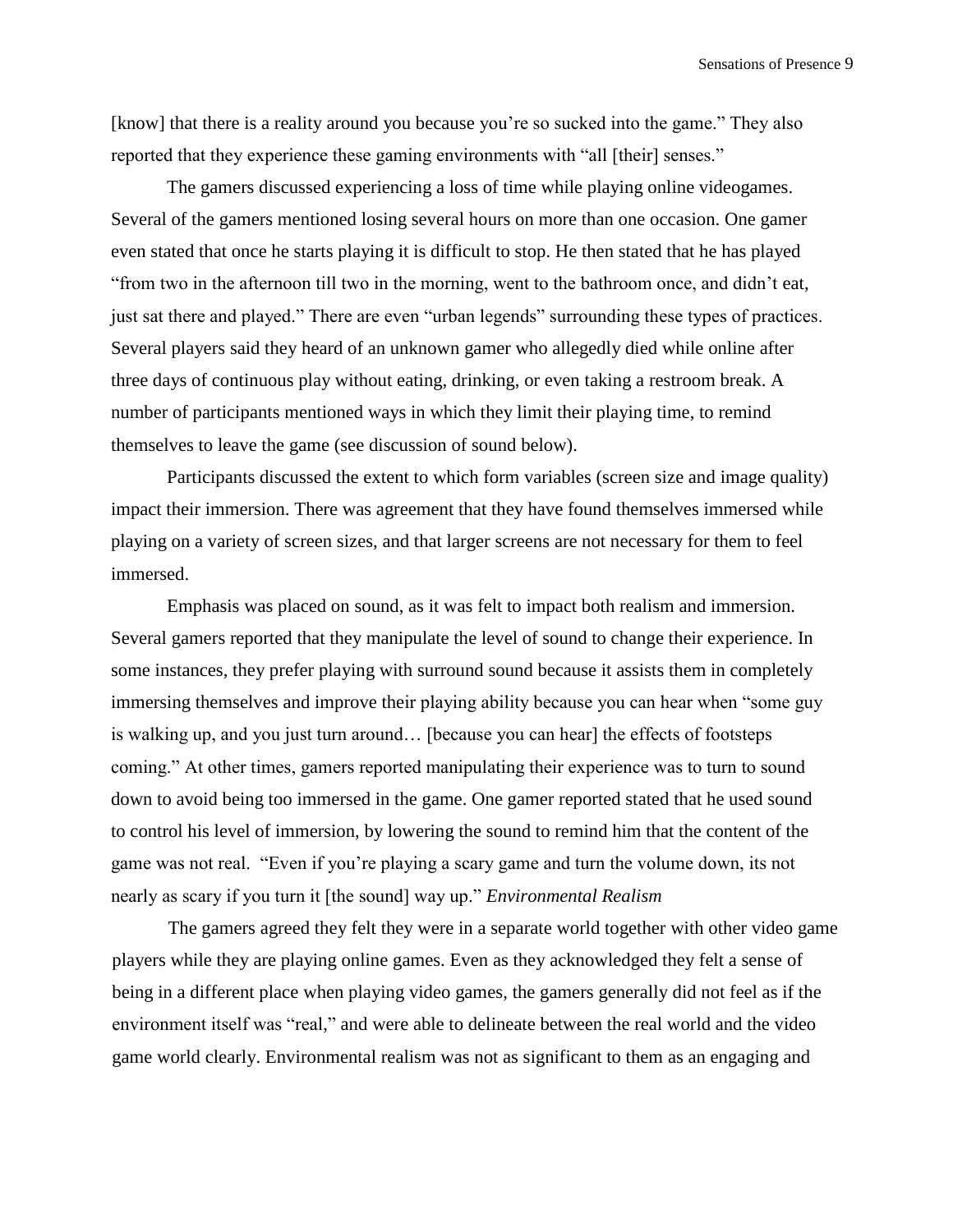[know] that there is a reality around you because you're so sucked into the game." They also reported that they experience these gaming environments with "all [their] senses."

The gamers discussed experiencing a loss of time while playing online videogames. Several of the gamers mentioned losing several hours on more than one occasion. One gamer even stated that once he starts playing it is difficult to stop. He then stated that he has played "from two in the afternoon till two in the morning, went to the bathroom once, and didn't eat, just sat there and played." There are even "urban legends" surrounding these types of practices. Several players said they heard of an unknown gamer who allegedly died while online after three days of continuous play without eating, drinking, or even taking a restroom break. A number of participants mentioned ways in which they limit their playing time, to remind themselves to leave the game (see discussion of sound below).

Participants discussed the extent to which form variables (screen size and image quality) impact their immersion. There was agreement that they have found themselves immersed while playing on a variety of screen sizes, and that larger screens are not necessary for them to feel immersed.

Emphasis was placed on sound, as it was felt to impact both realism and immersion. Several gamers reported that they manipulate the level of sound to change their experience. In some instances, they prefer playing with surround sound because it assists them in completely immersing themselves and improve their playing ability because you can hear when "some guy is walking up, and you just turn around… [because you can hear] the effects of footsteps coming." At other times, gamers reported manipulating their experience was to turn to sound down to avoid being too immersed in the game. One gamer reported stated that he used sound to control his level of immersion, by lowering the sound to remind him that the content of the game was not real. "Even if you're playing a scary game and turn the volume down, its not nearly as scary if you turn it [the sound] way up."

*Environmental Realism*

The gamers agreed they felt they were in a separate world together with other video game players while they are playing online games. Even as they acknowledged they felt a sense of being in a different place when playing video games, the gamers generally did not feel as if the environment itself was "real," and were able to delineate between the real world and the video game world clearly. Environmental realism was not as significant to them as an engaging and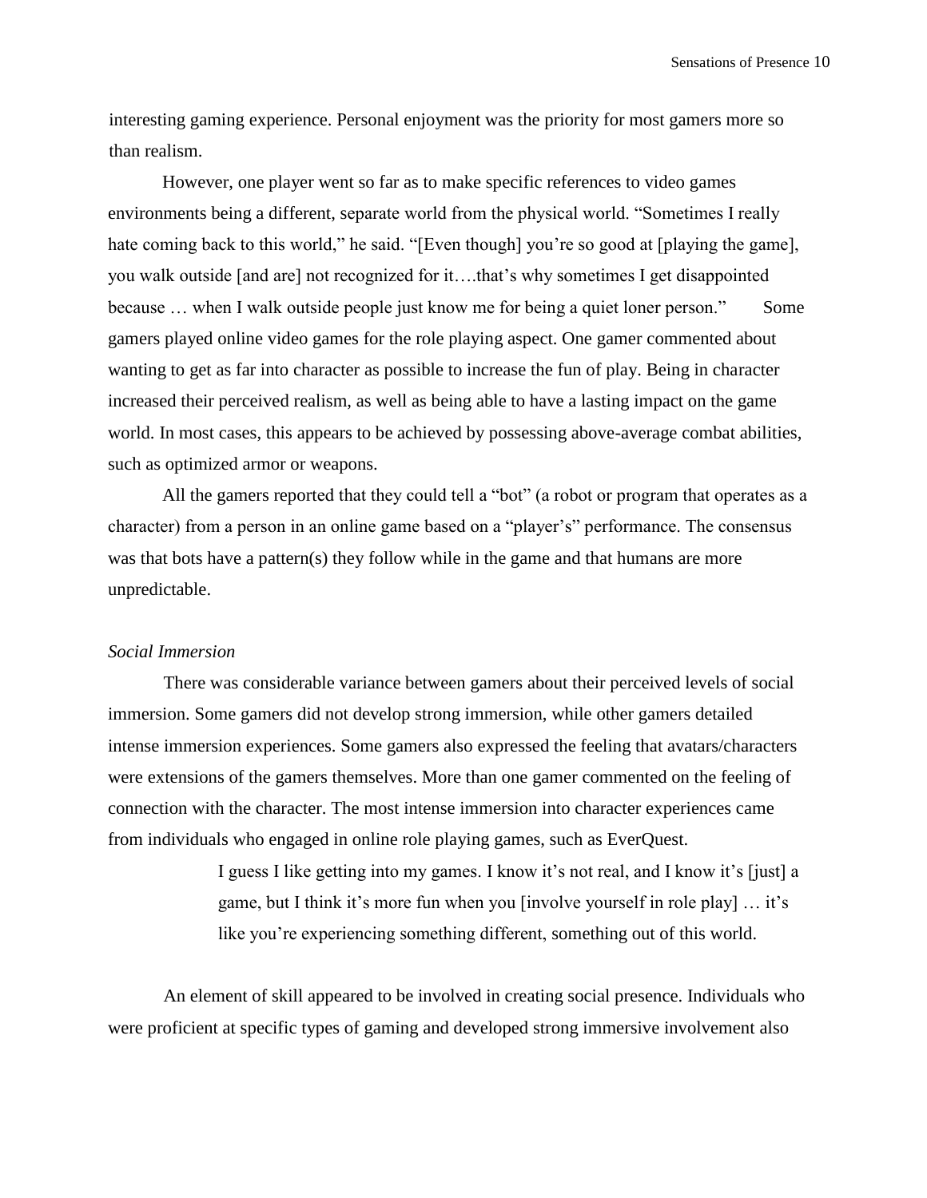interesting gaming experience. Personal enjoyment was the priority for most gamers more so than realism.

However, one player went so far as to make specific references to video games environments being a different, separate world from the physical world. "Sometimes I really hate coming back to this world," he said. "[Even though] you're so good at [playing the game], you walk outside [and are] not recognized for it….that's why sometimes I get disappointed because … when I walk outside people just know me for being a quiet loner person." Some gamers played online video games for the role playing aspect. One gamer commented about wanting to get as far into character as possible to increase the fun of play. Being in character increased their perceived realism, as well as being able to have a lasting impact on the game world. In most cases, this appears to be achieved by possessing above-average combat abilities, such as optimized armor or weapons.

All the gamers reported that they could tell a "bot" (a robot or program that operates as a character) from a person in an online game based on a "player's" performance. The consensus was that bots have a pattern(s) they follow while in the game and that humans are more unpredictable.

*Social Immersion*

There was considerable variance between gamers about their perceived levels of social immersion. Some gamers did not develop strong immersion, while other gamers detailed intense immersion experiences. Some gamers also expressed the feeling that avatars/characters were extensions of the gamers themselves. More than one gamer commented on the feeling of connection with the character. The most intense immersion into character experiences came from individuals who engaged in online role playing games, such as EverQuest.

> I guess I like getting into my games. I know it's not real, and I know it's [just] a game, but I think it's more fun when you [involve yourself in role play] … it's like you're experiencing something different, something out of this world.

An element of skill appeared to be involved in creating social presence. Individuals who were proficient at specific types of gaming and developed strong immersive involvement also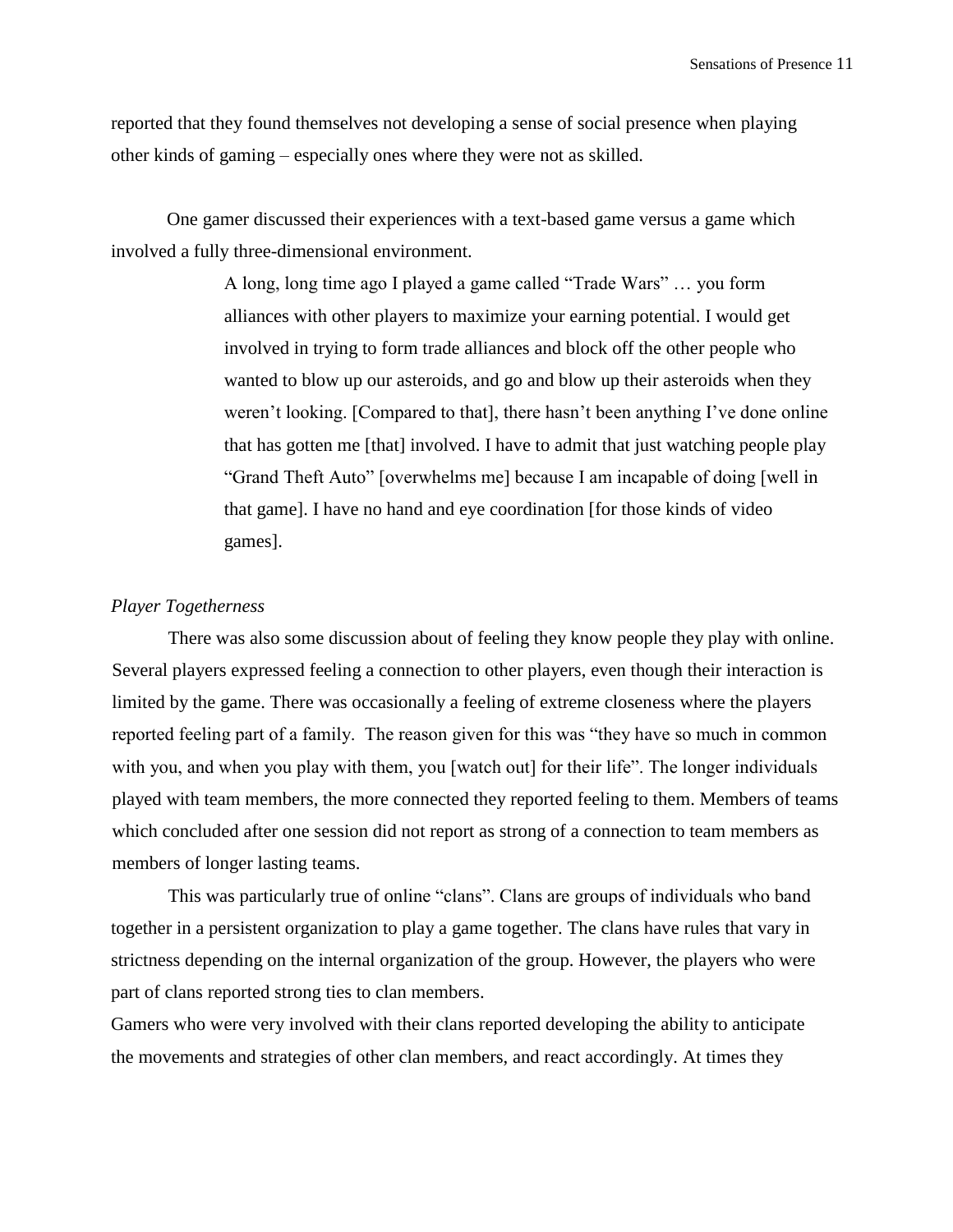reported that they found themselves not developing a sense of social presence when playing other kinds of gaming – especially ones where they were not as skilled.

One gamer discussed their experiences with a text-based game versus a game which involved a fully three-dimensional environment.

> A long, long time ago I played a game called "Trade Wars" … you form alliances with other players to maximize your earning potential. I would get involved in trying to form trade alliances and block off the other people who wanted to blow up our asteroids, and go and blow up their asteroids when they weren't looking. [Compared to that], there hasn't been anything I've done online that has gotten me [that] involved. I have to admit that just watching people play "Grand Theft Auto" [overwhelms me] because I am incapable of doing [well in that game]. I have no hand and eye coordination [for those kinds of video games].

*Player Togetherness*

There was also some discussion about of feeling they know people they play with online. Several players expressed feeling a connection to other players, even though their interaction is limited by the game. There was occasionally a feeling of extreme closeness where the players reported feeling part of a family. The reason given for this was "they have so much in common with you, and when you play with them, you [watch out] for their life". The longer individuals played with team members, the more connected they reported feeling to them. Members of teams which concluded after one session did not report as strong of a connection to team members as members of longer lasting teams.

This was particularly true of online "clans". Clans are groups of individuals who band together in a persistent organization to play a game together. The clans have rules that vary in strictness depending on the internal organization of the group. However, the players who were part of clans reported strong ties to clan members.

Gamers who were very involved with their clans reported developing the ability to anticipate the movements and strategies of other clan members, and react accordingly. At times they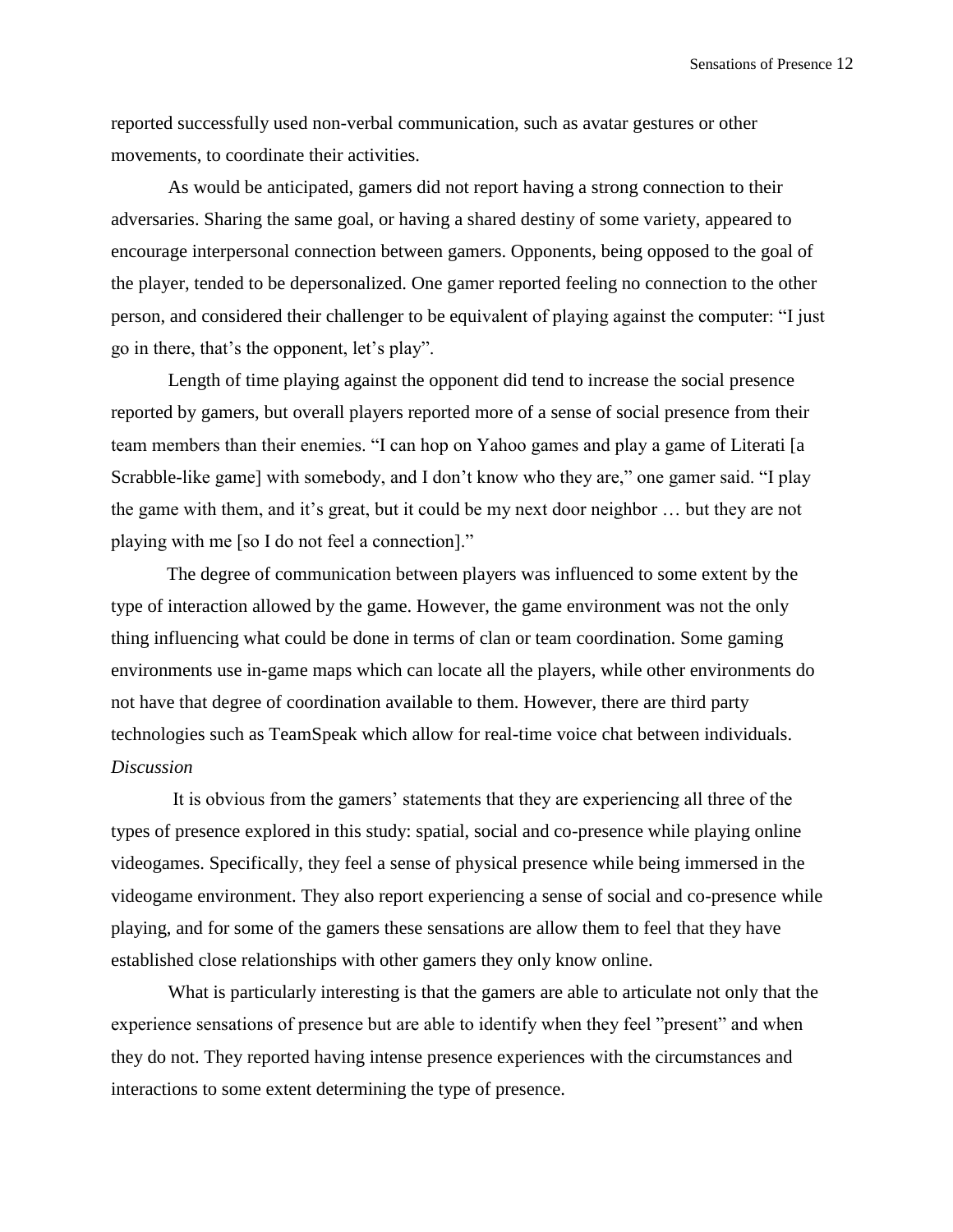reported successfully used non-verbal communication, such as avatar gestures or other movements, to coordinate their activities.

As would be anticipated, gamers did not report having a strong connection to their adversaries. Sharing the same goal, or having a shared destiny of some variety, appeared to encourage interpersonal connection between gamers. Opponents, being opposed to the goal of the player, tended to be depersonalized. One gamer reported feeling no connection to the other person, and considered their challenger to be equivalent of playing against the computer: "I just go in there, that's the opponent, let's play".

Length of time playing against the opponent did tend to increase the social presence reported by gamers, but overall players reported more of a sense of social presence from their team members than their enemies. "I can hop on Yahoo games and play a game of Literati [a Scrabble-like game] with somebody, and I don't know who they are," one gamer said. "I play the game with them, and it's great, but it could be my next door neighbor … but they are not playing with me [so I do not feel a connection]."

The degree of communication between players was influenced to some extent by the type of interaction allowed by the game. However, the game environment was not the only thing influencing what could be done in terms of clan or team coordination. Some gaming environments use in-game maps which can locate all the players, while other environments do not have that degree of coordination available to them. However, there are third party technologies such as TeamSpeak which allow for real-time voice chat between individuals.

*Discussion*

It is obvious from the gamers' statements that they are experiencing all three of the types of presence explored in this study: spatial, social and co-presence while playing online videogames. Specifically, they feel a sense of physical presence while being immersed in the videogame environment. They also report experiencing a sense of social and co-presence while playing, and for some of the gamers these sensations are allow them to feel that they have established close relationships with other gamers they only know online.

What is particularly interesting is that the gamers are able to articulate not only that the experience sensations of presence but are able to identify when they feel "present" and when they do not. They reported having intense presence experiences with the circumstances and interactions to some extent determining the type of presence.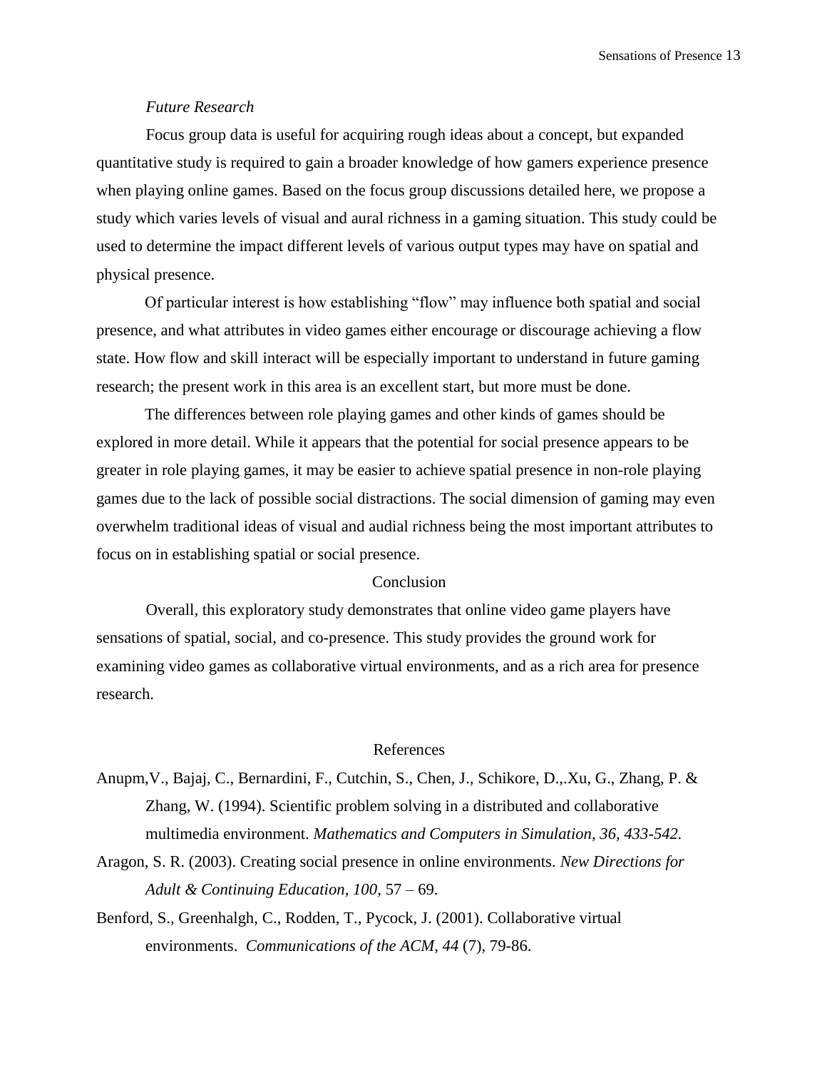*Future Research*

Focus group data is useful for acquiring rough ideas about a concept, but expanded quantitative study is required to gain a broader knowledge of how gamers experience presence when playing online games. Based on the focus group discussions detailed here, we propose a study which varies levels of visual and aural richness in a gaming situation. This study could be used to determine the impact different levels of various output types may have on spatial and physical presence.

Of particular interest is how establishing "flow" may influence both spatial and social presence, and what attributes in video games either encourage or discourage achieving a flow state. How flow and skill interact will be especially important to understand in future gaming research; the present work in this area is an excellent start, but more must be done.

The differences between role playing games and other kinds of games should be explored in more detail. While it appears that the potential for social presence appears to be greater in role playing games, it may be easier to achieve spatial presence in non-role playing games due to the lack of possible social distractions. The social dimension of gaming may even overwhelm traditional ideas of visual and audial richness being the most important attributes to focus on in establishing spatial or social presence.

## Conclusion

Overall, this exploratory study demonstrates that online video game players have sensations of spatial, social, and co-presence. This study provides the ground work for examining video games as collaborative virtual environments, and as a rich area for presence research.

## References

Anupm,V., Bajaj, C., Bernardini, F., Cutchin, S., Chen, J., Schikore, D.,.Xu, G., Zhang, P. & Zhang, W. (1994). Scientific problem solving in a distributed and collaborative multimedia environment. *Mathematics and Computers in Simulation, 36, 433-542.*

Aragon, S. R. (2003). Creating social presence in online environments. *New Directions for Adult & Continuing Education, 100*, 57 – 69.

Benford, S., Greenhalgh, C., Rodden, T., Pycock, J. (2001). Collaborative virtual environments. *Communications of the ACM, 44* (7), 79-86.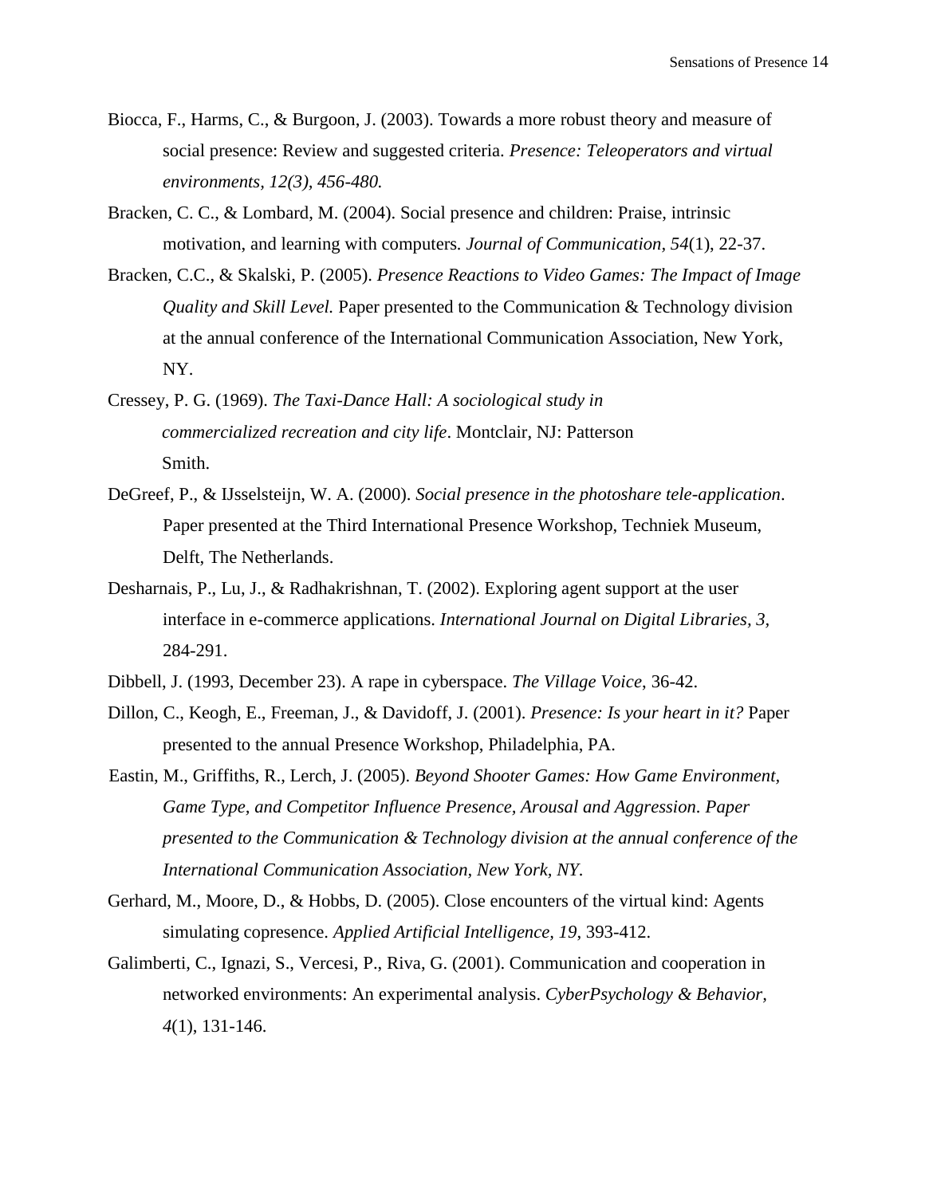Biocca, F., Harms, C., & Burgoon, J. (2003). Towards a more robust theory and measure of social presence: Review and suggested criteria. *Presence: Teleoperators and virtual environments, 12(3), 456-480.*

Bracken, C. C., & Lombard, M. (2004). Social presence and children: Praise, intrinsic motivation, and learning with computers. *Journal of Communication, 54*(1), 22-37.

Bracken, C.C., & Skalski, P. (2005). *Presence Reactions to Video Games: The Impact of Image Quality and Skill Level.* Paper presented to the Communication & Technology division at the annual conference of the International Communication Association, New York, NY.

Cressey, P. G. (1969). *The Taxi-Dance Hall: A sociological study in commercialized recreation and city life*. Montclair, NJ: Patterson Smith.

DeGreef, P., & IJsselsteijn, W. A. (2000). *Social presence in the photoshare tele-application*. Paper presented at the Third International Presence Workshop, Techniek Museum, Delft, The Netherlands.

Desharnais, P., Lu, J., & Radhakrishnan, T. (2002). Exploring agent support at the user interface in e-commerce applications. *International Journal on Digital Libraries, 3,* 284-291.

Dibbell, J. (1993, December 23). A rape in cyberspace. *The Village Voice*, 36-42.

Dillon, C., Keogh, E., Freeman, J., & Davidoff, J. (2001). *Presence: Is your heart in it?* Paper presented to the annual Presence Workshop, Philadelphia, PA.

Eastin, M., Griffiths, R., Lerch, J. (2005). *Beyond Shooter Games: How Game Environment, Game Type, and Competitor Influence Presence, Arousal and Aggression. Paper presented to the Communication & Technology division at the annual conference of the International Communication Association, New York, NY.*

Gerhard, M., Moore, D., & Hobbs, D. (2005). Close encounters of the virtual kind: Agents simulating copresence. *Applied Artificial Intelligence, 19,* 393-412.

Galimberti, C., Ignazi, S., Vercesi, P., Riva, G. (2001). Communication and cooperation in networked environments: An experimental analysis. *CyberPsychology & Behavior, 4*(1), 131-146.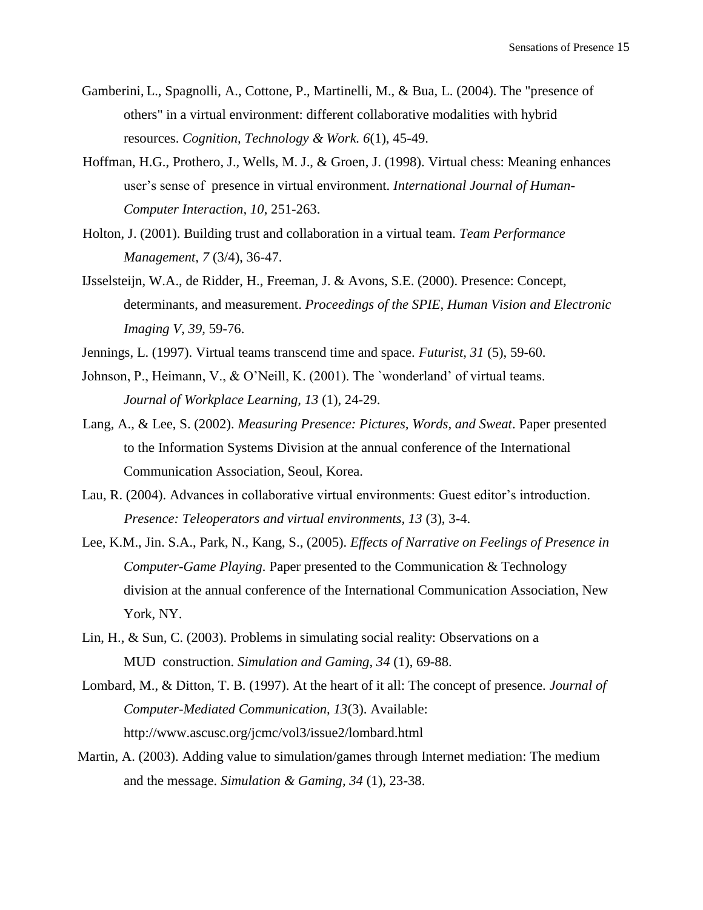Gamberini, L., Spagnolli, A., Cottone, P., Martinelli, M., & Bua, L. (2004). The "presence of others" in a virtual environment: different collaborative modalities with hybrid resources. *Cognition, Technology & Work. 6*(1), 45-49.

Hoffman, H.G., Prothero, J., Wells, M. J., & Groen, J. (1998). Virtual chess: Meaning enhances user's sense of presence in virtual environment. *International Journal of Human-Computer Interaction, 10*, 251-263.

Holton, J. (2001). Building trust and collaboration in a virtual team. *Team Performance Management, 7* (3/4), 36-47.

IJsselsteijn, W.A., de Ridder, H., Freeman, J. & Avons, S.E. (2000). Presence: Concept, determinants, and measurement. *Proceedings of the SPIE, Human Vision and Electronic Imaging V, 39,* 59-76.

Jennings, L. (1997). Virtual teams transcend time and space. *Futurist, 31* (5), 59-60.

Johnson, P., Heimann, V., & O'Neill, K. (2001). The `wonderland' of virtual teams. *Journal of Workplace Learning, 13* (1), 24-29.

Lang, A., & Lee, S. (2002). *Measuring Presence: Pictures, Words, and Sweat*. Paper presented to the Information Systems Division at the annual conference of the International Communication Association, Seoul, Korea.

Lau, R. (2004). Advances in collaborative virtual environments: Guest editor's introduction. *Presence: Teleoperators and virtual environments, 13* (3), 3-4.

Lee, K.M., Jin. S.A., Park, N., Kang, S., (2005). *Effects of Narrative on Feelings of Presence in Computer-Game Playing.* Paper presented to the Communication & Technology division at the annual conference of the International Communication Association, New York, NY.

Lin, H., & Sun, C. (2003). Problems in simulating social reality: Observations on a MUD construction. *Simulation and Gaming, 34* (1), 69-88.

Lombard, M., & Ditton, T. B. (1997). At the heart of it all: The concept of presence. *Journal of Computer-Mediated Communication, 13*(3). Available: http://www.ascusc.org/jcmc/vol3/issue2/lombard.html

Martin, A. (2003). Adding value to simulation/games through Internet mediation: The medium and the message. *Simulation & Gaming, 34* (1), 23-38.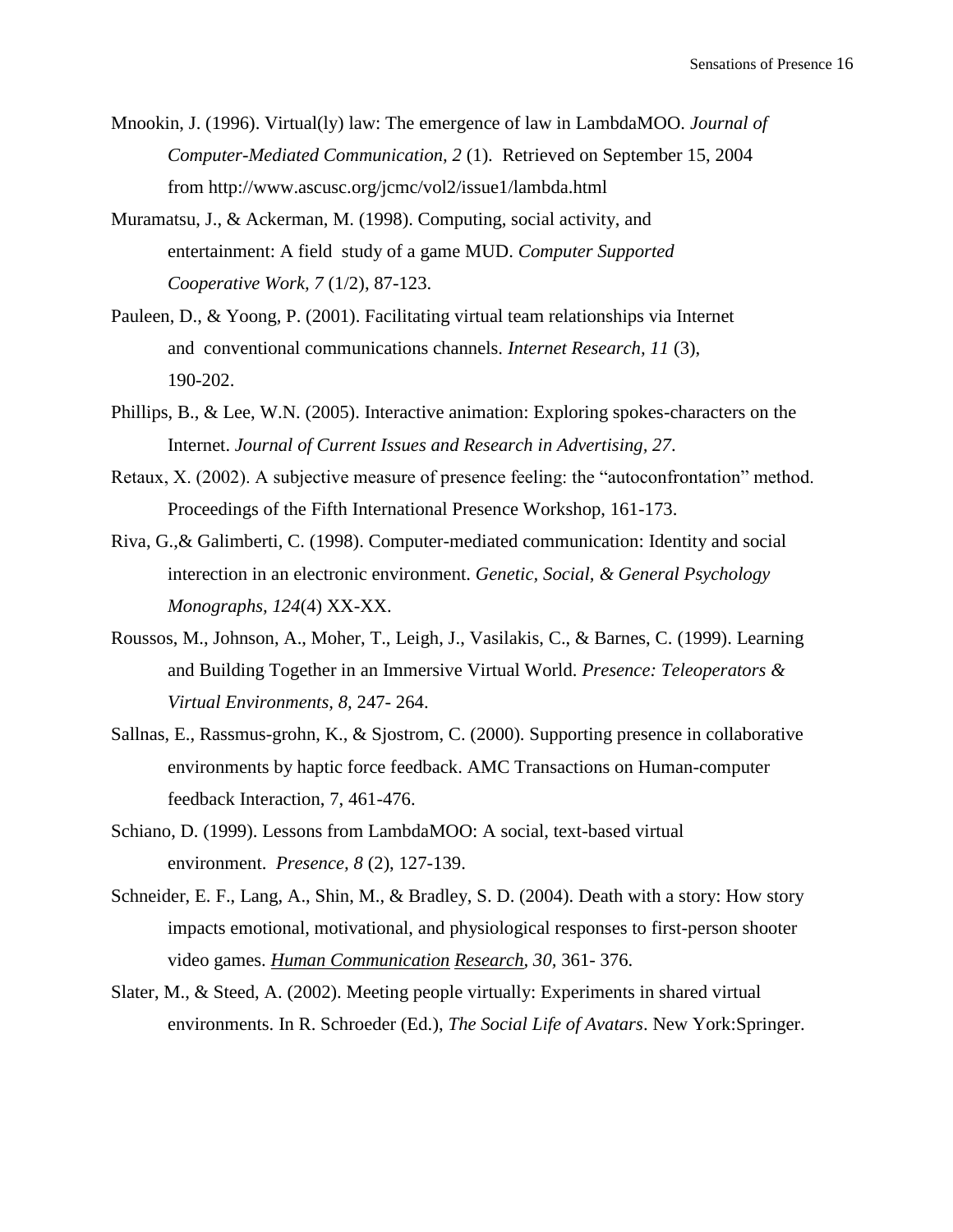Mnookin, J. (1996). Virtual(ly) law: The emergence of law in LambdaMOO. *Journal of Computer-Mediated Communication, 2* (1). Retrieved on September 15, 2004 from http://www.ascusc.org/jcmc/vol2/issue1/lambda.html

Muramatsu, J., & Ackerman, M. (1998). Computing, social activity, and entertainment: A field study of a game MUD. *Computer Supported Cooperative Work, 7* (1/2), 87-123.

Pauleen, D., & Yoong, P. (2001). Facilitating virtual team relationships via Internet and conventional communications channels. *Internet Research, 11* (3), 190-202.

Phillips, B., & Lee, W.N. (2005). Interactive animation: Exploring spokes-characters on the Internet. *Journal of Current Issues and Research in Advertising, 27*.

Retaux, X. (2002). A subjective measure of presence feeling: the "autoconfrontation" method. Proceedings of the Fifth International Presence Workshop, 161-173.

Riva, G.,& Galimberti, C. (1998). Computer-mediated communication: Identity and social interection in an electronic environment. *Genetic, Social, & General Psychology Monographs, 124*(4) XX-XX.

Roussos, M., Johnson, A., Moher, T., Leigh, J., Vasilakis, C., & Barnes, C. (1999). Learning and Building Together in an Immersive Virtual World. *Presence: Teleoperators & Virtual Environments, 8,* 247- 264.

Sallnas, E., Rassmus-grohn, K., & Sjostrom, C. (2000). Supporting presence in collaborative environments by haptic force feedback. AMC Transactions on Human-computer feedback Interaction, 7, 461-476.

Schiano, D. (1999). Lessons from LambdaMOO: A social, text-based virtual environment. *Presence, 8* (2), 127-139.

Schneider, E. F., Lang, A., Shin, M., & Bradley, S. D. (2004). Death with a story: How story impacts emotional, motivational, and physiological responses to first-person shooter video games. *Human Communication Research, 30*, 361- 376.

Slater, M., & Steed, A. (2002). Meeting people virtually: Experiments in shared virtual environments. In R. Schroeder (Ed.), *The Social Life of Avatars*. New York:Springer.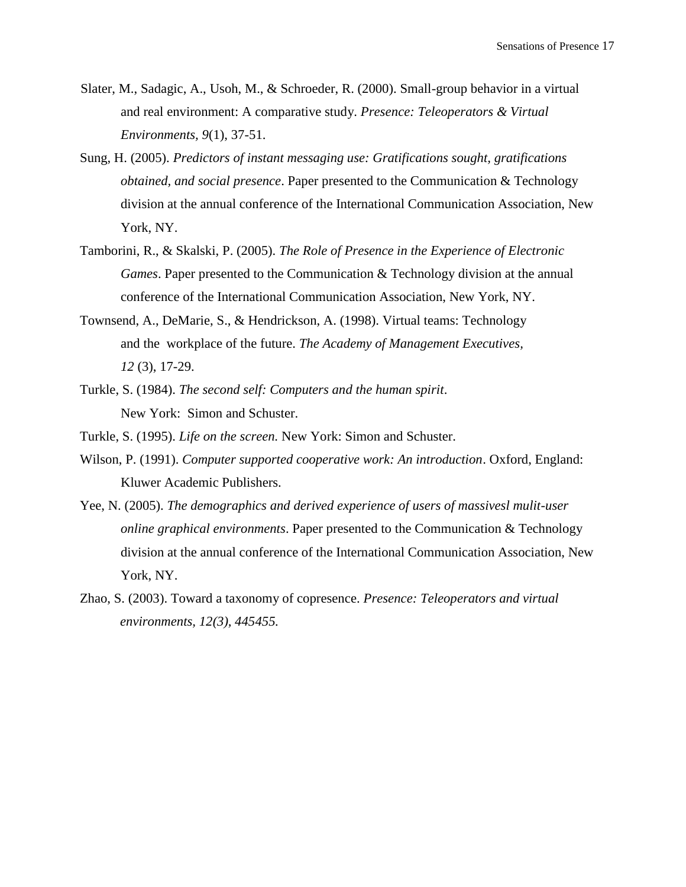Slater, M., Sadagic, A., Usoh, M., & Schroeder, R. (2000). Small-group behavior in a virtual and real environment: A comparative study. *Presence: Teleoperators & Virtual Environments, 9*(1), 37-51.

Sung, H. (2005). *Predictors of instant messaging use: Gratifications sought, gratifications obtained, and social presence*. Paper presented to the Communication & Technology division at the annual conference of the International Communication Association, New York, NY.

Tamborini, R., & Skalski, P. (2005). *The Role of Presence in the Experience of Electronic Games*. Paper presented to the Communication & Technology division at the annual conference of the International Communication Association, New York, NY.

Townsend, A., DeMarie, S., & Hendrickson, A. (1998). Virtual teams: Technology and the workplace of the future. *The Academy of Management Executives*, *12* (3), 17-29.

Turkle, S. (1984). *The second self: Computers and the human spirit*. New York: Simon and Schuster.

Turkle, S. (1995). *Life on the screen.* New York: Simon and Schuster.

Wilson, P. (1991). *Computer supported cooperative work: An introduction*. Oxford, England: Kluwer Academic Publishers.

Yee, N. (2005). *The demographics and derived experience of users of massivesl mulit-user online graphical environments*. Paper presented to the Communication & Technology division at the annual conference of the International Communication Association, New York, NY.

Zhao, S. (2003). Toward a taxonomy of copresence. *Presence: Teleoperators and virtual environments, 12(3), 445455.*